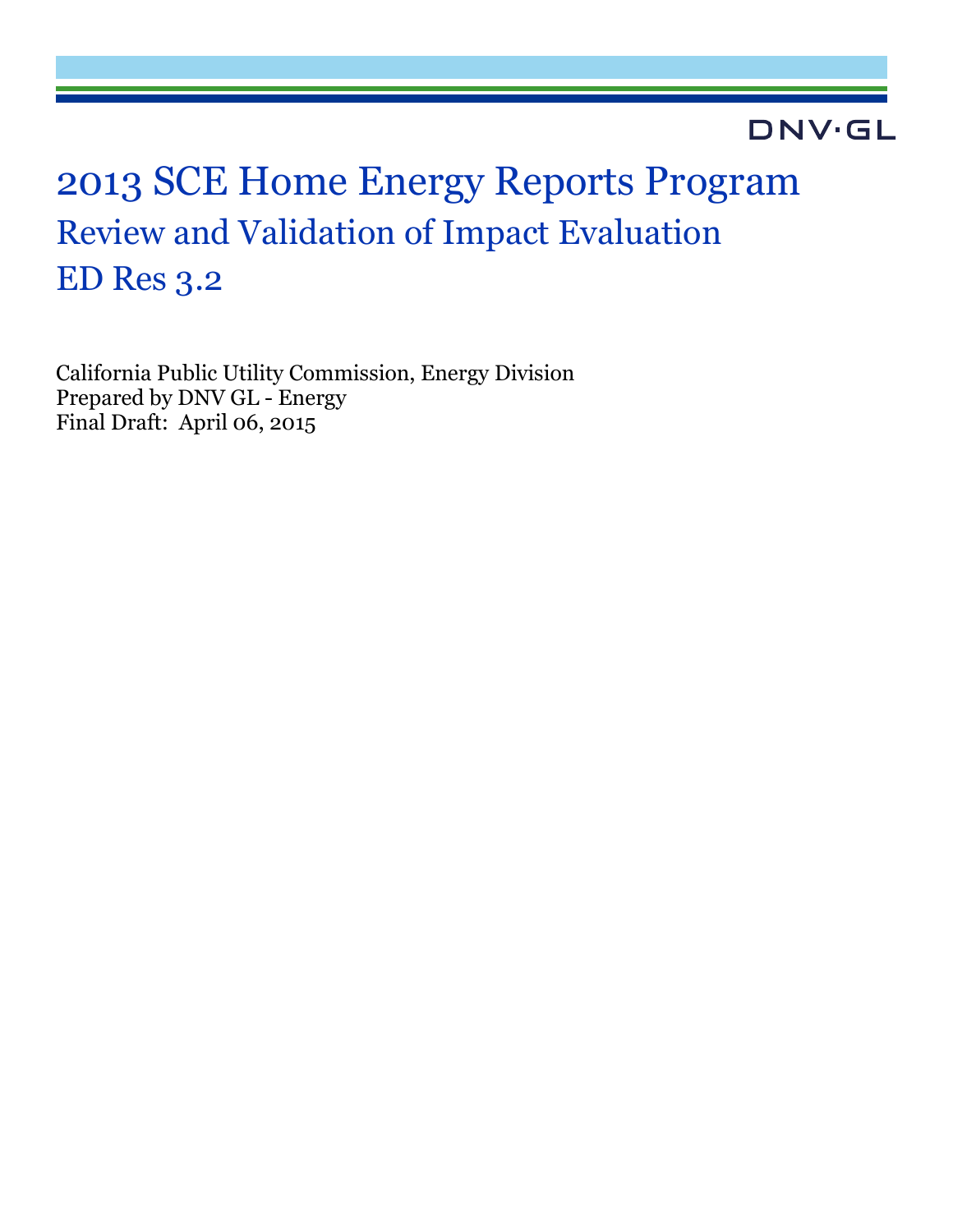DNV·GL

# 2013 SCE Home Energy Reports Program

## Review and Validation of Impact Evaluation

## ED Res 3.2

California Public Utility Commission, Energy Division
Prepared by DNV GL - Energy
Final Draft: April 06, 2015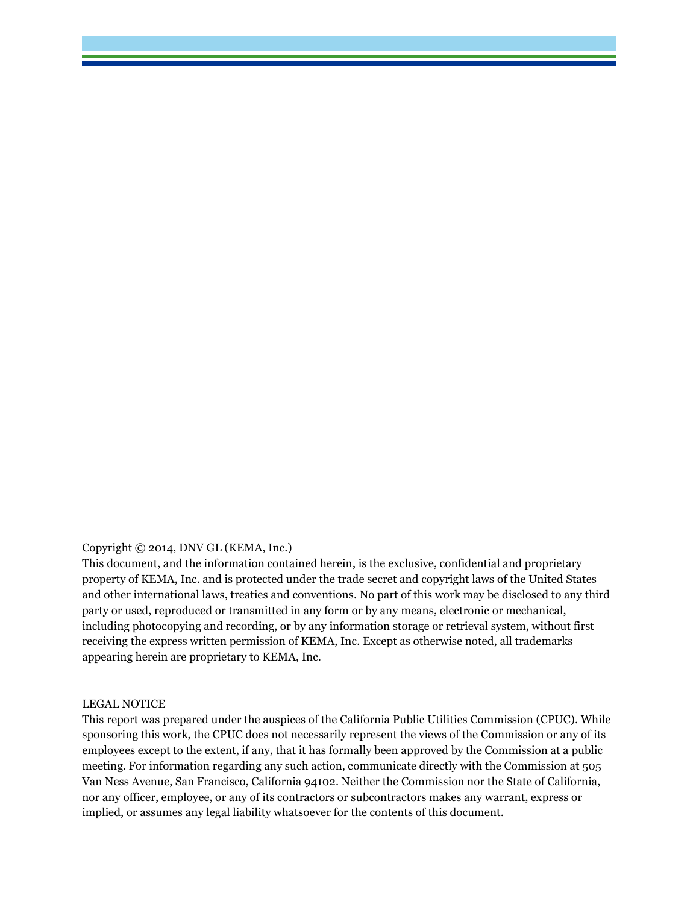Copyright © 2014, DNV GL (KEMA, Inc.)
This document, and the information contained herein, is the exclusive, confidential and proprietary property of KEMA, Inc. and is protected under the trade secret and copyright laws of the United States and other international laws, treaties and conventions. No part of this work may be disclosed to any third party or used, reproduced or transmitted in any form or by any means, electronic or mechanical, including photocopying and recording, or by any information storage or retrieval system, without first receiving the express written permission of KEMA, Inc. Except as otherwise noted, all trademarks appearing herein are proprietary to KEMA, Inc.

LEGAL NOTICE
This report was prepared under the auspices of the California Public Utilities Commission (CPUC). While sponsoring this work, the CPUC does not necessarily represent the views of the Commission or any of its employees except to the extent, if any, that it has formally been approved by the Commission at a public meeting. For information regarding any such action, communicate directly with the Commission at 505 Van Ness Avenue, San Francisco, California 94102. Neither the Commission nor the State of California, nor any officer, employee, or any of its contractors or subcontractors makes any warrant, express or implied, or assumes any legal liability whatsoever for the contents of this document.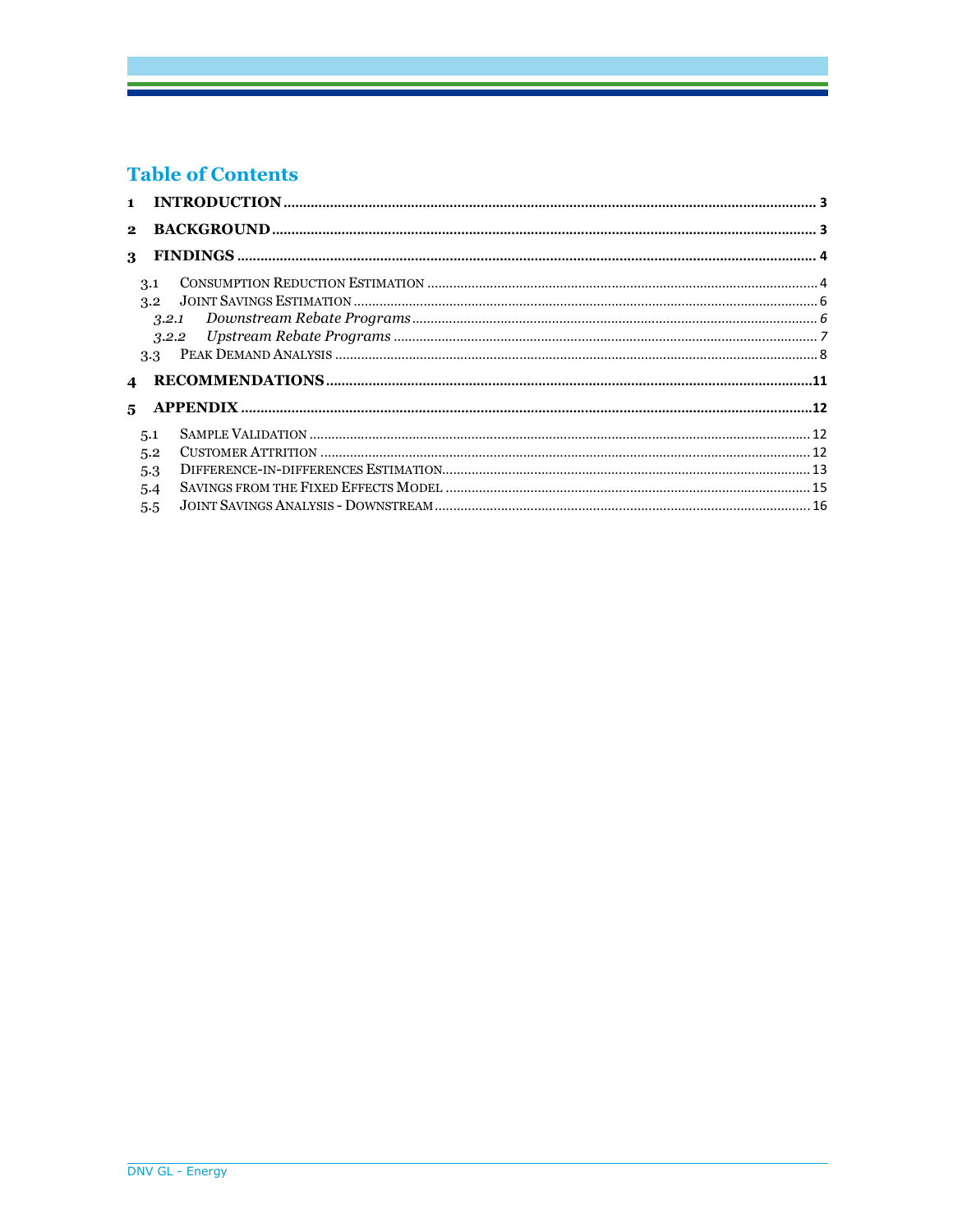# Table of Contents

1 INTRODUCTION ........................................................................................................................................ 3

2 BACKGROUND ......................................................................................................................................... 3

3 FINDINGS ................................................................................................................................................ 4

3.1 Consumption Reduction Estimation ........................................................................................................ 4

3.2 Joint Savings Estimation ........................................................................................................................... 6

3.2.1 *Downstream Rebate Programs* ........................................................................................................... 6

3.2.2 *Upstream Rebate Programs* ................................................................................................................ 7

3.3 Peak Demand Analysis ................................................................................................................................ 8

4 RECOMMENDATIONS .............................................................................................................................. 11

5 APPENDIX ................................................................................................................................................. 12

5.1 Sample Validation ...................................................................................................................................... 12

5.2 Customer Attrition ..................................................................................................................................... 12

5.3 Difference-in-differences Estimation ..................................................................................................... 13

5.4 Savings from the Fixed Effects Model ................................................................................................... 15

5.5 Joint Savings Analysis - Downstream ..................................................................................................... 16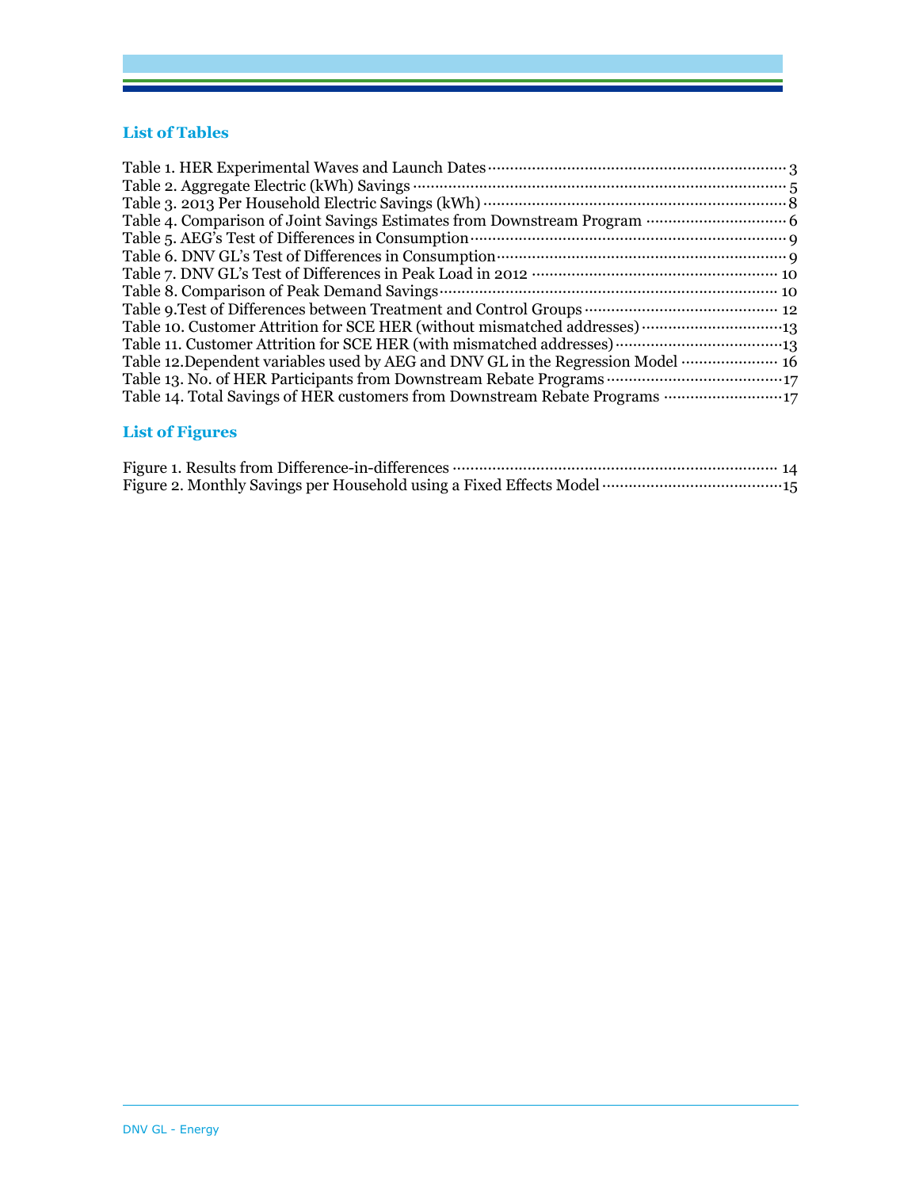## List of Tables

Table 1. HER Experimental Waves and Launch Dates ........ 3
Table 2. Aggregate Electric (kWh) Savings ........ 5
Table 3. 2013 Per Household Electric Savings (kWh) ........ 8
Table 4. Comparison of Joint Savings Estimates from Downstream Program ........ 6
Table 5. AEG's Test of Differences in Consumption ........ 9
Table 6. DNV GL's Test of Differences in Consumption ........ 9
Table 7. DNV GL's Test of Differences in Peak Load in 2012 ........ 10
Table 8. Comparison of Peak Demand Savings ........ 10
Table 9.Test of Differences between Treatment and Control Groups ........ 12
Table 10. Customer Attrition for SCE HER (without mismatched addresses) ........ 13
Table 11. Customer Attrition for SCE HER (with mismatched addresses) ........ 13
Table 12.Dependent variables used by AEG and DNV GL in the Regression Model ........ 16
Table 13. No. of HER Participants from Downstream Rebate Programs ........ 17
Table 14. Total Savings of HER customers from Downstream Rebate Programs ........ 17

## List of Figures

Figure 1. Results from Difference-in-differences ........ 14
Figure 2. Monthly Savings per Household using a Fixed Effects Model ........ 15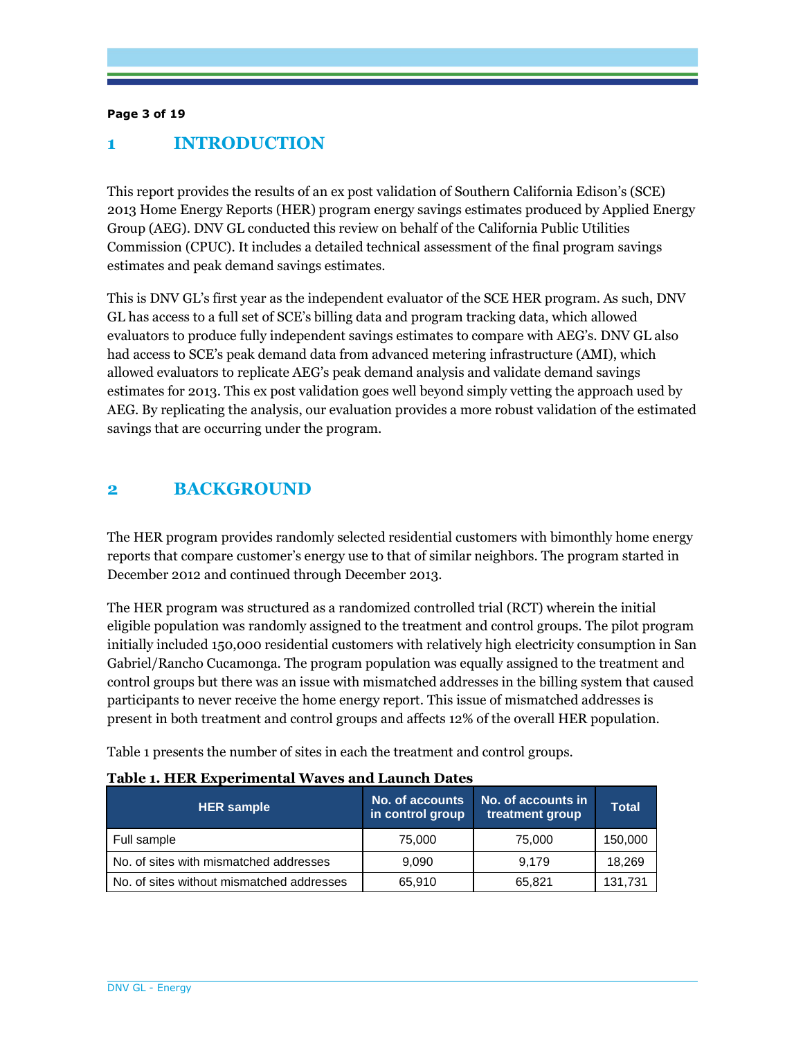# 1 INTRODUCTION

This report provides the results of an ex post validation of Southern California Edison's (SCE) 2013 Home Energy Reports (HER) program energy savings estimates produced by Applied Energy Group (AEG). DNV GL conducted this review on behalf of the California Public Utilities Commission (CPUC). It includes a detailed technical assessment of the final program savings estimates and peak demand savings estimates.

This is DNV GL's first year as the independent evaluator of the SCE HER program. As such, DNV GL has access to a full set of SCE's billing data and program tracking data, which allowed evaluators to produce fully independent savings estimates to compare with AEG's. DNV GL also had access to SCE's peak demand data from advanced metering infrastructure (AMI), which allowed evaluators to replicate AEG's peak demand analysis and validate demand savings estimates for 2013. This ex post validation goes well beyond simply vetting the approach used by AEG. By replicating the analysis, our evaluation provides a more robust validation of the estimated savings that are occurring under the program.

# 2 BACKGROUND

The HER program provides randomly selected residential customers with bimonthly home energy reports that compare customer's energy use to that of similar neighbors. The program started in December 2012 and continued through December 2013.

The HER program was structured as a randomized controlled trial (RCT) wherein the initial eligible population was randomly assigned to the treatment and control groups. The pilot program initially included 150,000 residential customers with relatively high electricity consumption in San Gabriel/Rancho Cucamonga. The program population was equally assigned to the treatment and control groups but there was an issue with mismatched addresses in the billing system that caused participants to never receive the home energy report. This issue of mismatched addresses is present in both treatment and control groups and affects 12% of the overall HER population.

Table 1 presents the number of sites in each the treatment and control groups.

**Table 1. HER Experimental Waves and Launch Dates**

| HER sample | No. of accounts in control group | No. of accounts in treatment group | Total |
|---|---|---|---|
| Full sample | 75,000 | 75,000 | 150,000 |
| No. of sites with mismatched addresses | 9,090 | 9,179 | 18,269 |
| No. of sites without mismatched addresses | 65,910 | 65,821 | 131,731 |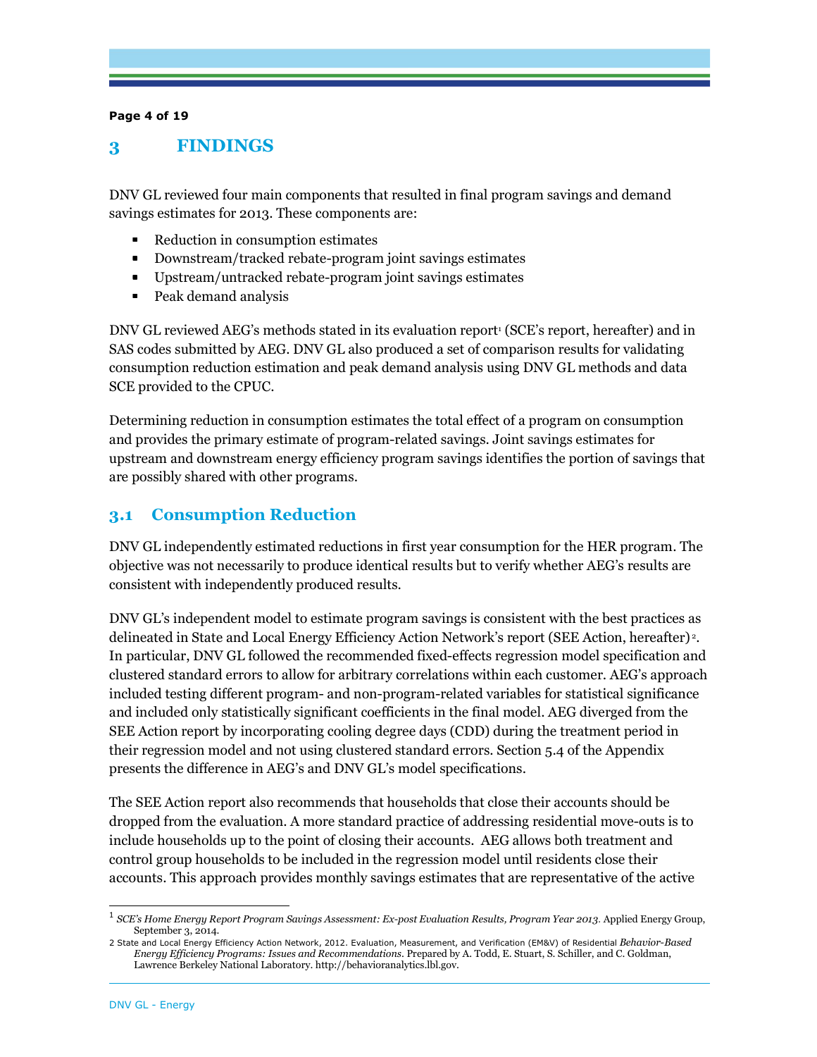# 3 FINDINGS

DNV GL reviewed four main components that resulted in final program savings and demand savings estimates for 2013. These components are:

- Reduction in consumption estimates
- Downstream/tracked rebate-program joint savings estimates
- Upstream/untracked rebate-program joint savings estimates
- Peak demand analysis

DNV GL reviewed AEG's methods stated in its evaluation report[1] (SCE's report, hereafter) and in SAS codes submitted by AEG. DNV GL also produced a set of comparison results for validating consumption reduction estimation and peak demand analysis using DNV GL methods and data SCE provided to the CPUC.

Determining reduction in consumption estimates the total effect of a program on consumption and provides the primary estimate of program-related savings. Joint savings estimates for upstream and downstream energy efficiency program savings identifies the portion of savings that are possibly shared with other programs.

## 3.1 Consumption Reduction

DNV GL independently estimated reductions in first year consumption for the HER program. The objective was not necessarily to produce identical results but to verify whether AEG's results are consistent with independently produced results.

DNV GL's independent model to estimate program savings is consistent with the best practices as delineated in State and Local Energy Efficiency Action Network's report (SEE Action, hereafter)[2]. In particular, DNV GL followed the recommended fixed-effects regression model specification and clustered standard errors to allow for arbitrary correlations within each customer. AEG's approach included testing different program- and non-program-related variables for statistical significance and included only statistically significant coefficients in the final model. AEG diverged from the SEE Action report by incorporating cooling degree days (CDD) during the treatment period in their regression model and not using clustered standard errors. Section 5.4 of the Appendix presents the difference in AEG's and DNV GL's model specifications.

The SEE Action report also recommends that households that close their accounts should be dropped from the evaluation. A more standard practice of addressing residential move-outs is to include households up to the point of closing their accounts. AEG allows both treatment and control group households to be included in the regression model until residents close their accounts. This approach provides monthly savings estimates that are representative of the active

---

[1] *SCE's Home Energy Report Program Savings Assessment: Ex-post Evaluation Results, Program Year 2013.* Applied Energy Group, September 3, 2014.

[2] State and Local Energy Efficiency Action Network, 2012. Evaluation, Measurement, and Verification (EM&V) of Residential *Behavior-Based Energy Efficiency Programs: Issues and Recommendations*. Prepared by A. Todd, E. Stuart, S. Schiller, and C. Goldman, Lawrence Berkeley National Laboratory. http://behavioranalytics.lbl.gov.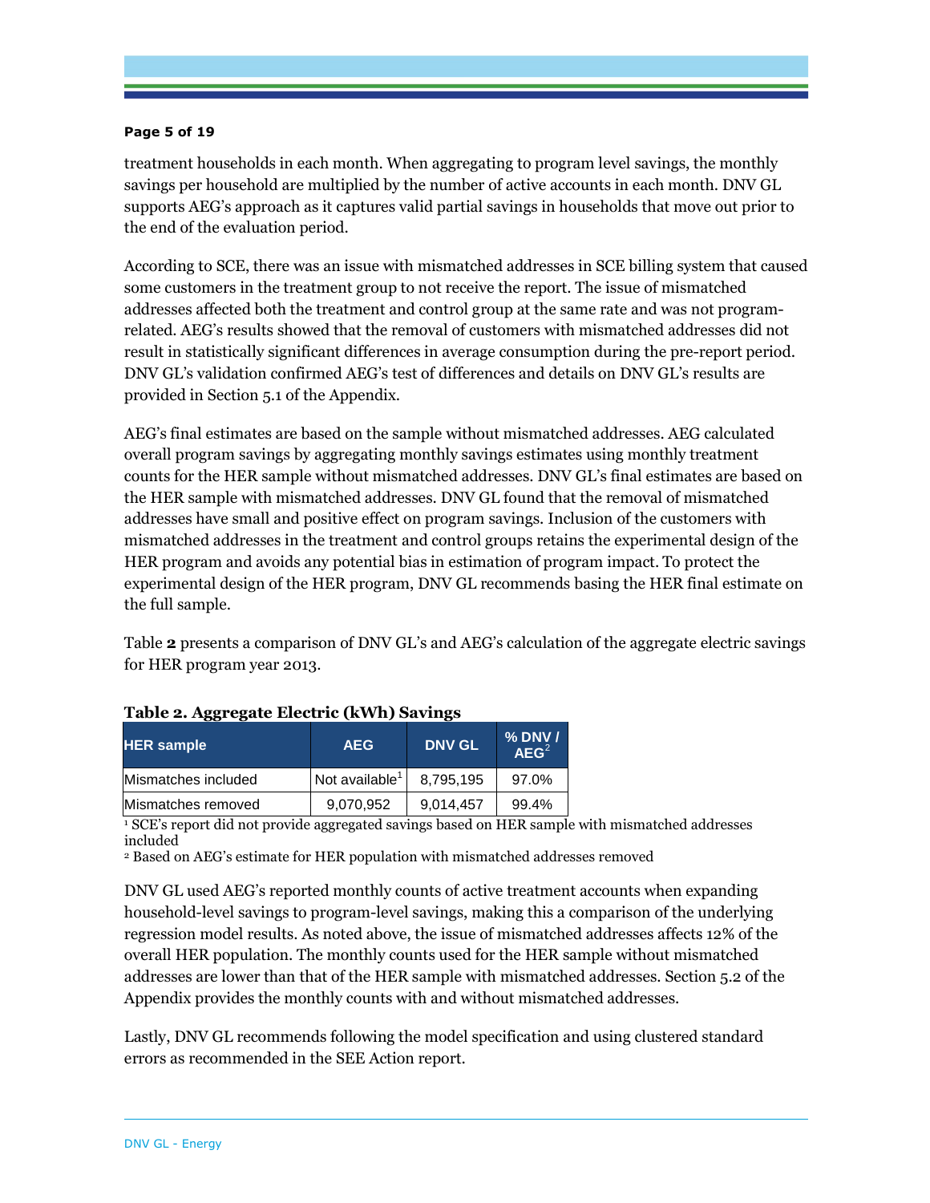treatment households in each month. When aggregating to program level savings, the monthly savings per household are multiplied by the number of active accounts in each month. DNV GL supports AEG's approach as it captures valid partial savings in households that move out prior to the end of the evaluation period.

According to SCE, there was an issue with mismatched addresses in SCE billing system that caused some customers in the treatment group to not receive the report. The issue of mismatched addresses affected both the treatment and control group at the same rate and was not program-related. AEG's results showed that the removal of customers with mismatched addresses did not result in statistically significant differences in average consumption during the pre-report period. DNV GL's validation confirmed AEG's test of differences and details on DNV GL's results are provided in Section 5.1 of the Appendix.

AEG's final estimates are based on the sample without mismatched addresses. AEG calculated overall program savings by aggregating monthly savings estimates using monthly treatment counts for the HER sample without mismatched addresses. DNV GL's final estimates are based on the HER sample with mismatched addresses. DNV GL found that the removal of mismatched addresses have small and positive effect on program savings. Inclusion of the customers with mismatched addresses in the treatment and control groups retains the experimental design of the HER program and avoids any potential bias in estimation of program impact. To protect the experimental design of the HER program, DNV GL recommends basing the HER final estimate on the full sample.

Table **2** presents a comparison of DNV GL's and AEG's calculation of the aggregate electric savings for HER program year 2013.

**Table 2. Aggregate Electric (kWh) Savings**

| HER sample | AEG | DNV GL | % DNV / AEG[2] |
|---|---|---|---|
| Mismatches included | Not available[1] | 8,795,195 | 97.0% |
| Mismatches removed | 9,070,952 | 9,014,457 | 99.4% |

[1] SCE's report did not provide aggregated savings based on HER sample with mismatched addresses included

[2] Based on AEG's estimate for HER population with mismatched addresses removed

DNV GL used AEG's reported monthly counts of active treatment accounts when expanding household-level savings to program-level savings, making this a comparison of the underlying regression model results. As noted above, the issue of mismatched addresses affects 12% of the overall HER population. The monthly counts used for the HER sample without mismatched addresses are lower than that of the HER sample with mismatched addresses. Section 5.2 of the Appendix provides the monthly counts with and without mismatched addresses.

Lastly, DNV GL recommends following the model specification and using clustered standard errors as recommended in the SEE Action report.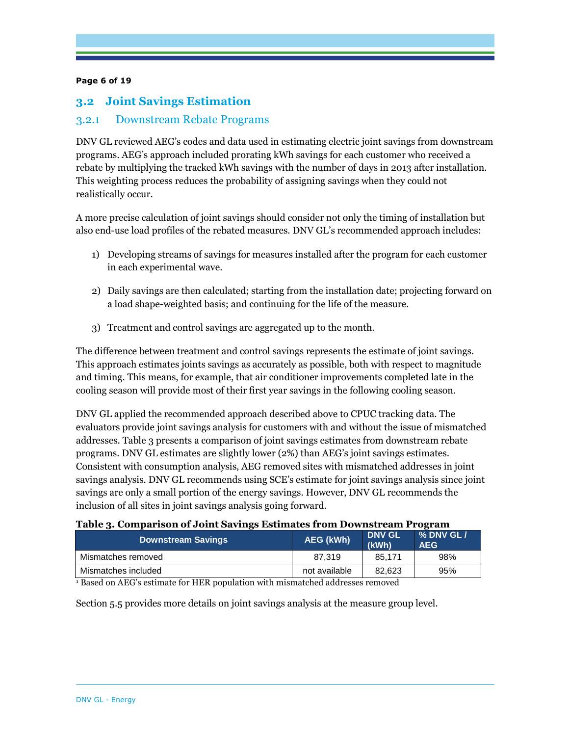## 3.2 Joint Savings Estimation

### 3.2.1 Downstream Rebate Programs

DNV GL reviewed AEG's codes and data used in estimating electric joint savings from downstream programs. AEG's approach included prorating kWh savings for each customer who received a rebate by multiplying the tracked kWh savings with the number of days in 2013 after installation. This weighting process reduces the probability of assigning savings when they could not realistically occur.

A more precise calculation of joint savings should consider not only the timing of installation but also end-use load profiles of the rebated measures. DNV GL's recommended approach includes:

1) Developing streams of savings for measures installed after the program for each customer in each experimental wave.

2) Daily savings are then calculated; starting from the installation date; projecting forward on a load shape-weighted basis; and continuing for the life of the measure.

3) Treatment and control savings are aggregated up to the month.

The difference between treatment and control savings represents the estimate of joint savings. This approach estimates joints savings as accurately as possible, both with respect to magnitude and timing. This means, for example, that air conditioner improvements completed late in the cooling season will provide most of their first year savings in the following cooling season.

DNV GL applied the recommended approach described above to CPUC tracking data. The evaluators provide joint savings analysis for customers with and without the issue of mismatched addresses. Table 3 presents a comparison of joint savings estimates from downstream rebate programs. DNV GL estimates are slightly lower (2%) than AEG's joint savings estimates. Consistent with consumption analysis, AEG removed sites with mismatched addresses in joint savings analysis. DNV GL recommends using SCE's estimate for joint savings analysis since joint savings are only a small portion of the energy savings. However, DNV GL recommends the inclusion of all sites in joint savings analysis going forward.

**Table 3. Comparison of Joint Savings Estimates from Downstream Program**

| Downstream Savings | AEG (kWh) | DNV GL (kWh) | % DNV GL / AEG |
|---|---|---|---|
| Mismatches removed | 87,319 | 85,171 | 98% |
| Mismatches included | not available | 82,623 | 95% |

[1] Based on AEG's estimate for HER population with mismatched addresses removed

Section 5.5 provides more details on joint savings analysis at the measure group level.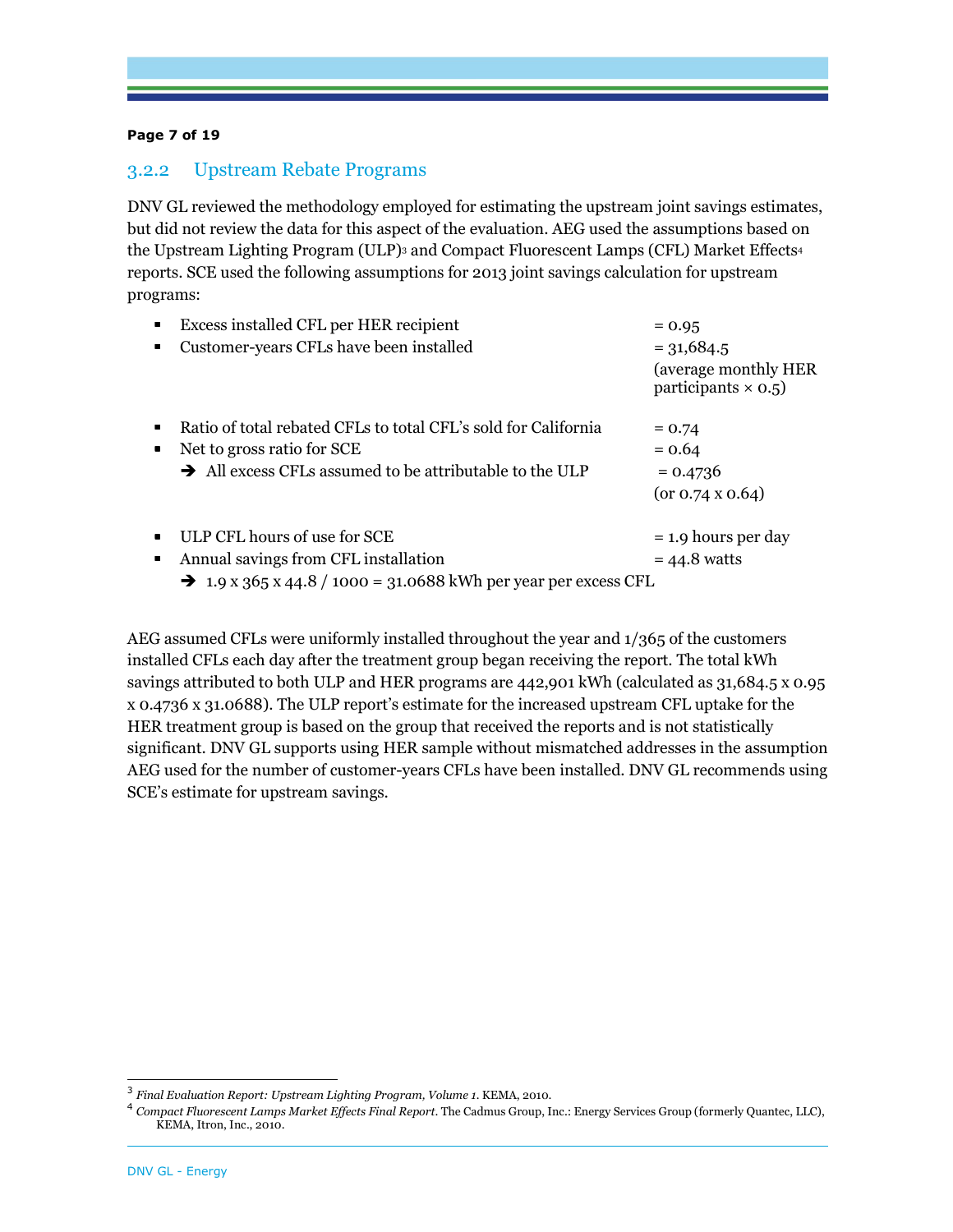### 3.2.2 Upstream Rebate Programs

DNV GL reviewed the methodology employed for estimating the upstream joint savings estimates, but did not review the data for this aspect of the evaluation. AEG used the assumptions based on the Upstream Lighting Program (ULP)[3] and Compact Fluorescent Lamps (CFL) Market Effects[4] reports. SCE used the following assumptions for 2013 joint savings calculation for upstream programs:

- Excess installed CFL per HER recipient = 0.95
- Customer-years CFLs have been installed = 31,684.5 (average monthly HER participants × 0.5)

- Ratio of total rebated CFLs to total CFL's sold for California = 0.74
- Net to gross ratio for SCE = 0.64
  - ➔ All excess CFLs assumed to be attributable to the ULP = 0.4736 (or 0.74 x 0.64)

- ULP CFL hours of use for SCE = 1.9 hours per day
- Annual savings from CFL installation = 44.8 watts
  - ➔ 1.9 x 365 x 44.8 / 1000 = 31.0688 kWh per year per excess CFL

AEG assumed CFLs were uniformly installed throughout the year and 1/365 of the customers installed CFLs each day after the treatment group began receiving the report. The total kWh savings attributed to both ULP and HER programs are 442,901 kWh (calculated as 31,684.5 x 0.95 x 0.4736 x 31.0688). The ULP report's estimate for the increased upstream CFL uptake for the HER treatment group is based on the group that received the reports and is not statistically significant. DNV GL supports using HER sample without mismatched addresses in the assumption AEG used for the number of customer-years CFLs have been installed. DNV GL recommends using SCE's estimate for upstream savings.

---

[3] *Final Evaluation Report: Upstream Lighting Program, Volume 1*. KEMA, 2010.

[4] *Compact Fluorescent Lamps Market Effects Final Report*. The Cadmus Group, Inc.: Energy Services Group (formerly Quantec, LLC), KEMA, Itron, Inc., 2010.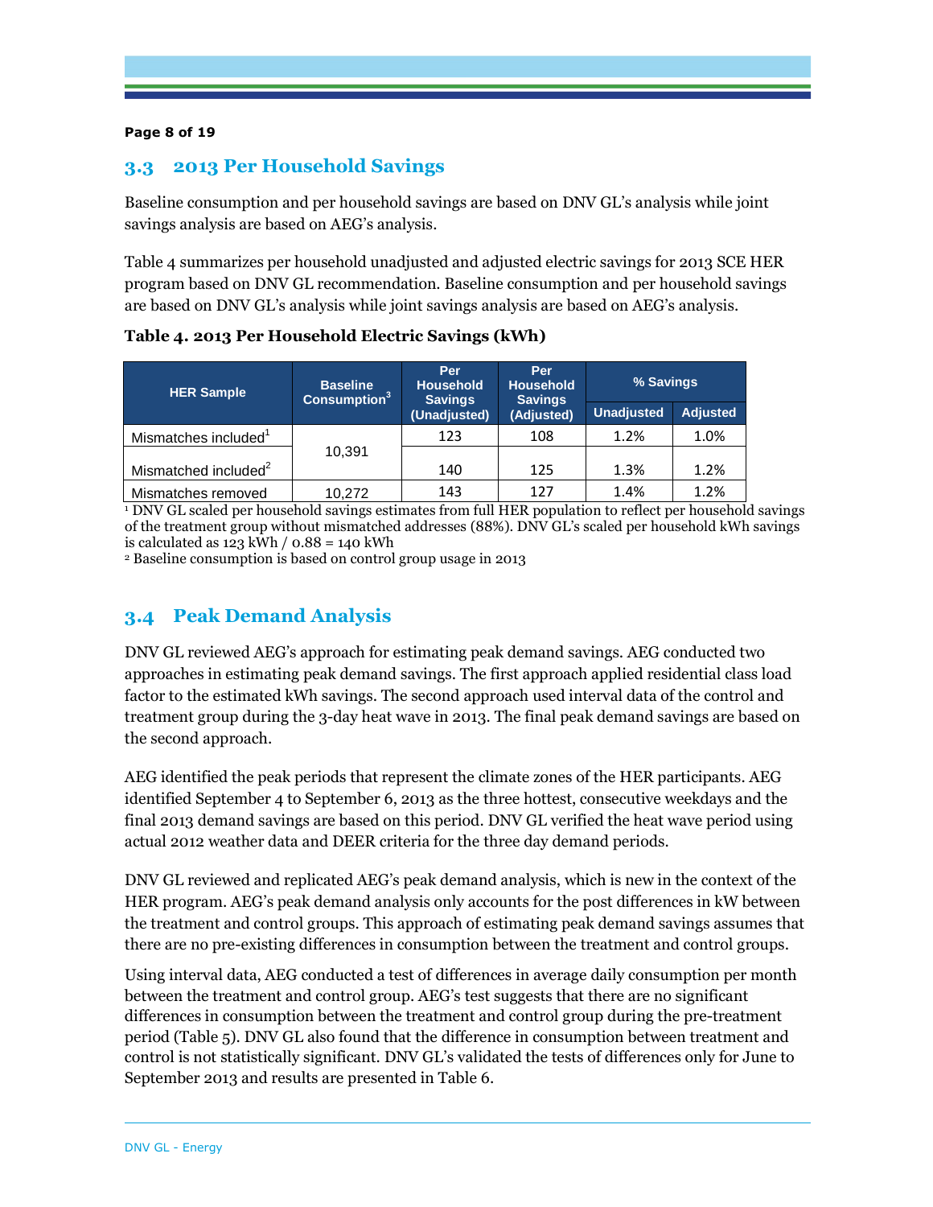## 3.3 2013 Per Household Savings

Baseline consumption and per household savings are based on DNV GL's analysis while joint savings analysis are based on AEG's analysis.

Table 4 summarizes per household unadjusted and adjusted electric savings for 2013 SCE HER program based on DNV GL recommendation. Baseline consumption and per household savings are based on DNV GL's analysis while joint savings analysis are based on AEG's analysis.

**Table 4. 2013 Per Household Electric Savings (kWh)**

| HER Sample | Baseline Consumption[3] | Per Household Savings (Unadjusted) | Per Household Savings (Adjusted) | % Savings | |
|---|---|---|---|---|---|
| | | | | Unadjusted | Adjusted |
| Mismatches included[1] | 10,391 | 123 | 108 | 1.2% | 1.0% |
| Mismatched included[2] | | 140 | 125 | 1.3% | 1.2% |
| Mismatches removed | 10,272 | 143 | 127 | 1.4% | 1.2% |

[1] DNV GL scaled per household savings estimates from full HER population to reflect per household savings of the treatment group without mismatched addresses (88%). DNV GL's scaled per household kWh savings is calculated as 123 kWh / 0.88 = 140 kWh

[2] Baseline consumption is based on control group usage in 2013

## 3.4 Peak Demand Analysis

DNV GL reviewed AEG's approach for estimating peak demand savings. AEG conducted two approaches in estimating peak demand savings. The first approach applied residential class load factor to the estimated kWh savings. The second approach used interval data of the control and treatment group during the 3-day heat wave in 2013. The final peak demand savings are based on the second approach.

AEG identified the peak periods that represent the climate zones of the HER participants. AEG identified September 4 to September 6, 2013 as the three hottest, consecutive weekdays and the final 2013 demand savings are based on this period. DNV GL verified the heat wave period using actual 2012 weather data and DEER criteria for the three day demand periods.

DNV GL reviewed and replicated AEG's peak demand analysis, which is new in the context of the HER program. AEG's peak demand analysis only accounts for the post differences in kW between the treatment and control groups. This approach of estimating peak demand savings assumes that there are no pre-existing differences in consumption between the treatment and control groups.

Using interval data, AEG conducted a test of differences in average daily consumption per month between the treatment and control group. AEG's test suggests that there are no significant differences in consumption between the treatment and control group during the pre-treatment period (Table 5). DNV GL also found that the difference in consumption between treatment and control is not statistically significant. DNV GL's validated the tests of differences only for June to September 2013 and results are presented in Table 6.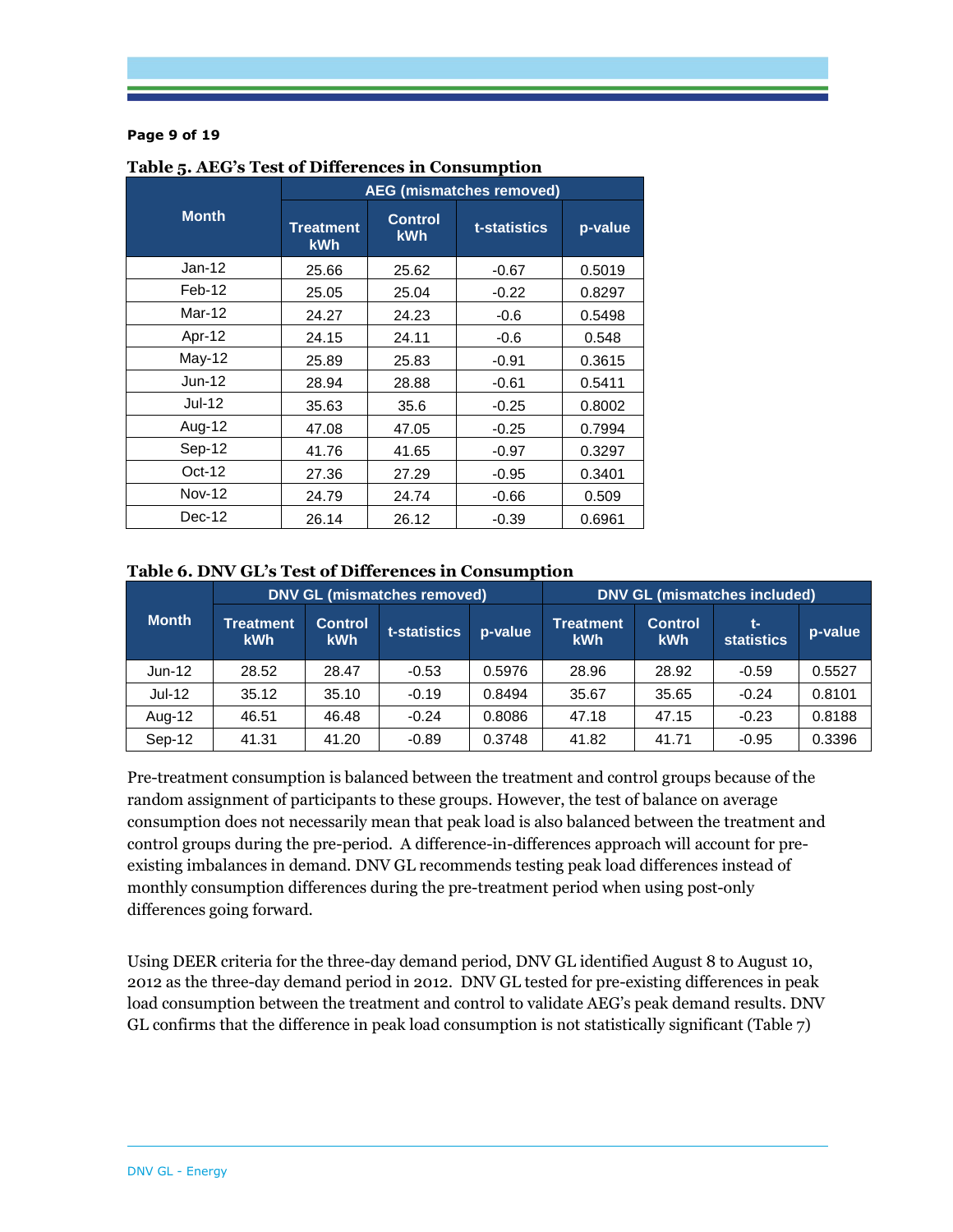**Table 5. AEG's Test of Differences in Consumption**

| Month | AEG (mismatches removed) | | | |
|---|---|---|---|---|
| | Treatment kWh | Control kWh | t-statistics | p-value |
| Jan-12 | 25.66 | 25.62 | -0.67 | 0.5019 |
| Feb-12 | 25.05 | 25.04 | -0.22 | 0.8297 |
| Mar-12 | 24.27 | 24.23 | -0.6 | 0.5498 |
| Apr-12 | 24.15 | 24.11 | -0.6 | 0.548 |
| May-12 | 25.89 | 25.83 | -0.91 | 0.3615 |
| Jun-12 | 28.94 | 28.88 | -0.61 | 0.5411 |
| Jul-12 | 35.63 | 35.6 | -0.25 | 0.8002 |
| Aug-12 | 47.08 | 47.05 | -0.25 | 0.7994 |
| Sep-12 | 41.76 | 41.65 | -0.97 | 0.3297 |
| Oct-12 | 27.36 | 27.29 | -0.95 | 0.3401 |
| Nov-12 | 24.79 | 24.74 | -0.66 | 0.509 |
| Dec-12 | 26.14 | 26.12 | -0.39 | 0.6961 |

**Table 6. DNV GL's Test of Differences in Consumption**

| Month | DNV GL (mismatches removed) | | | | DNV GL (mismatches included) | | | |
|---|---|---|---|---|---|---|---|---|
| | Treatment kWh | Control kWh | t-statistics | p-value | Treatment kWh | Control kWh | t-statistics | p-value |
| Jun-12 | 28.52 | 28.47 | -0.53 | 0.5976 | 28.96 | 28.92 | -0.59 | 0.5527 |
| Jul-12 | 35.12 | 35.10 | -0.19 | 0.8494 | 35.67 | 35.65 | -0.24 | 0.8101 |
| Aug-12 | 46.51 | 46.48 | -0.24 | 0.8086 | 47.18 | 47.15 | -0.23 | 0.8188 |
| Sep-12 | 41.31 | 41.20 | -0.89 | 0.3748 | 41.82 | 41.71 | -0.95 | 0.3396 |

Pre-treatment consumption is balanced between the treatment and control groups because of the random assignment of participants to these groups. However, the test of balance on average consumption does not necessarily mean that peak load is also balanced between the treatment and control groups during the pre-period. A difference-in-differences approach will account for pre-existing imbalances in demand. DNV GL recommends testing peak load differences instead of monthly consumption differences during the pre-treatment period when using post-only differences going forward.

Using DEER criteria for the three-day demand period, DNV GL identified August 8 to August 10, 2012 as the three-day demand period in 2012. DNV GL tested for pre-existing differences in peak load consumption between the treatment and control to validate AEG's peak demand results. DNV GL confirms that the difference in peak load consumption is not statistically significant (Table 7)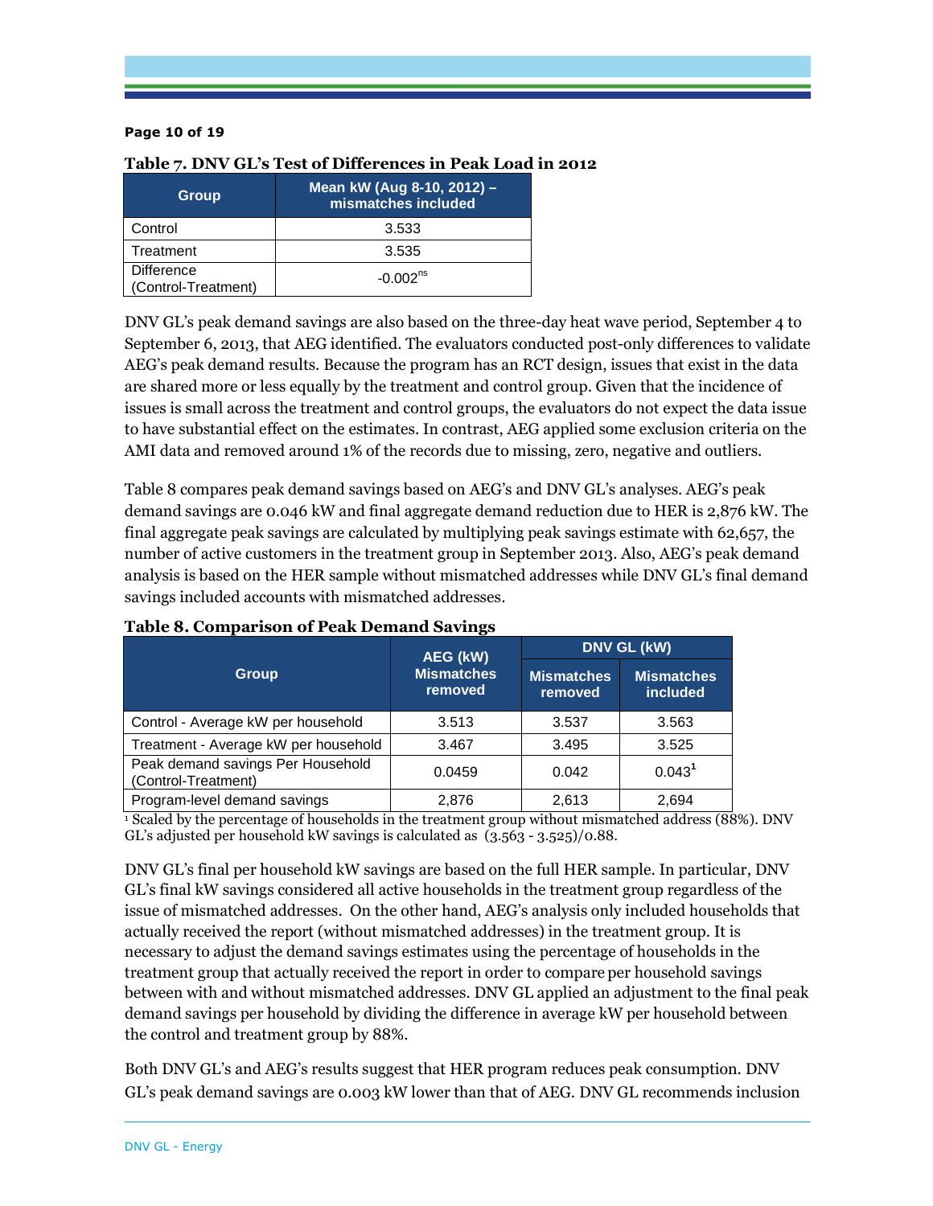**Table 7. DNV GL's Test of Differences in Peak Load in 2012**

| Group | Mean kW (Aug 8-10, 2012) – mismatches included |
|---|---|
| Control | 3.533 |
| Treatment | 3.535 |
| Difference (Control-Treatment) | -0.002[ns] |

DNV GL's peak demand savings are also based on the three-day heat wave period, September 4 to September 6, 2013, that AEG identified. The evaluators conducted post-only differences to validate AEG's peak demand results. Because the program has an RCT design, issues that exist in the data are shared more or less equally by the treatment and control group. Given that the incidence of issues is small across the treatment and control groups, the evaluators do not expect the data issue to have substantial effect on the estimates. In contrast, AEG applied some exclusion criteria on the AMI data and removed around 1% of the records due to missing, zero, negative and outliers.

Table 8 compares peak demand savings based on AEG's and DNV GL's analyses. AEG's peak demand savings are 0.046 kW and final aggregate demand reduction due to HER is 2,876 kW. The final aggregate peak savings are calculated by multiplying peak savings estimate with 62,657, the number of active customers in the treatment group in September 2013. Also, AEG's peak demand analysis is based on the HER sample without mismatched addresses while DNV GL's final demand savings included accounts with mismatched addresses.

**Table 8. Comparison of Peak Demand Savings**

| Group | AEG (kW) Mismatches removed | DNV GL (kW) | |
|---|---|---|---|
| | | Mismatches removed | Mismatches included |
| Control - Average kW per household | 3.513 | 3.537 | 3.563 |
| Treatment - Average kW per household | 3.467 | 3.495 | 3.525 |
| Peak demand savings Per Household (Control-Treatment) | 0.0459 | 0.042 | 0.043[1] |
| Program-level demand savings | 2,876 | 2,613 | 2,694 |

[1] Scaled by the percentage of households in the treatment group without mismatched address (88%). DNV GL's adjusted per household kW savings is calculated as (3.563 - 3.525)/0.88.

DNV GL's final per household kW savings are based on the full HER sample. In particular, DNV GL's final kW savings considered all active households in the treatment group regardless of the issue of mismatched addresses. On the other hand, AEG's analysis only included households that actually received the report (without mismatched addresses) in the treatment group. It is necessary to adjust the demand savings estimates using the percentage of households in the treatment group that actually received the report in order to compare per household savings between with and without mismatched addresses. DNV GL applied an adjustment to the final peak demand savings per household by dividing the difference in average kW per household between the control and treatment group by 88%.

Both DNV GL's and AEG's results suggest that HER program reduces peak consumption. DNV GL's peak demand savings are 0.003 kW lower than that of AEG. DNV GL recommends inclusion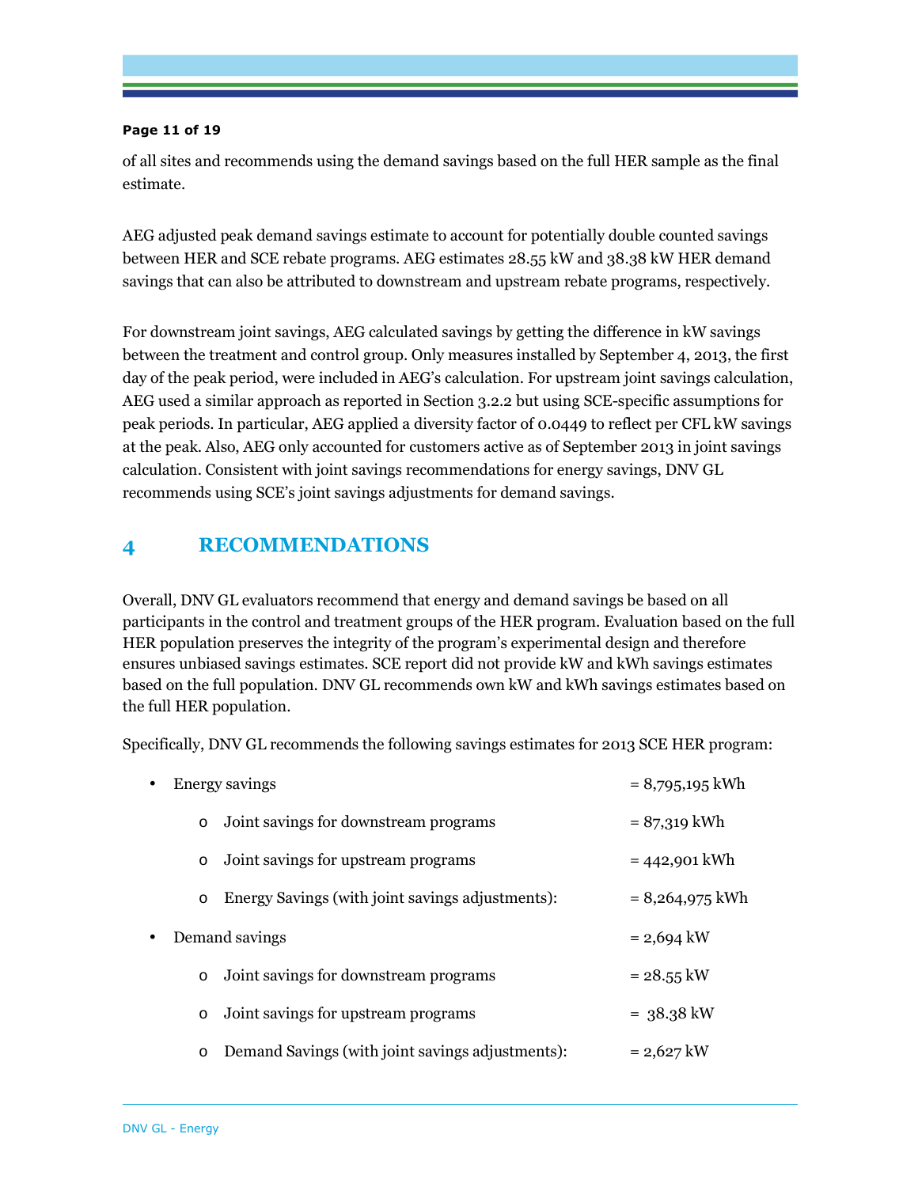of all sites and recommends using the demand savings based on the full HER sample as the final estimate.

AEG adjusted peak demand savings estimate to account for potentially double counted savings between HER and SCE rebate programs. AEG estimates 28.55 kW and 38.38 kW HER demand savings that can also be attributed to downstream and upstream rebate programs, respectively.

For downstream joint savings, AEG calculated savings by getting the difference in kW savings between the treatment and control group. Only measures installed by September 4, 2013, the first day of the peak period, were included in AEG's calculation. For upstream joint savings calculation, AEG used a similar approach as reported in Section 3.2.2 but using SCE-specific assumptions for peak periods. In particular, AEG applied a diversity factor of 0.0449 to reflect per CFL kW savings at the peak. Also, AEG only accounted for customers active as of September 2013 in joint savings calculation. Consistent with joint savings recommendations for energy savings, DNV GL recommends using SCE's joint savings adjustments for demand savings.

# 4 RECOMMENDATIONS

Overall, DNV GL evaluators recommend that energy and demand savings be based on all participants in the control and treatment groups of the HER program. Evaluation based on the full HER population preserves the integrity of the program's experimental design and therefore ensures unbiased savings estimates. SCE report did not provide kW and kWh savings estimates based on the full population. DNV GL recommends own kW and kWh savings estimates based on the full HER population.

Specifically, DNV GL recommends the following savings estimates for 2013 SCE HER program:

- Energy savings = 8,795,195 kWh
  - Joint savings for downstream programs = 87,319 kWh
  - Joint savings for upstream programs = 442,901 kWh
  - Energy Savings (with joint savings adjustments): = 8,264,975 kWh
- Demand savings = 2,694 kW
  - Joint savings for downstream programs = 28.55 kW
  - Joint savings for upstream programs = 38.38 kW
  - Demand Savings (with joint savings adjustments): = 2,627 kW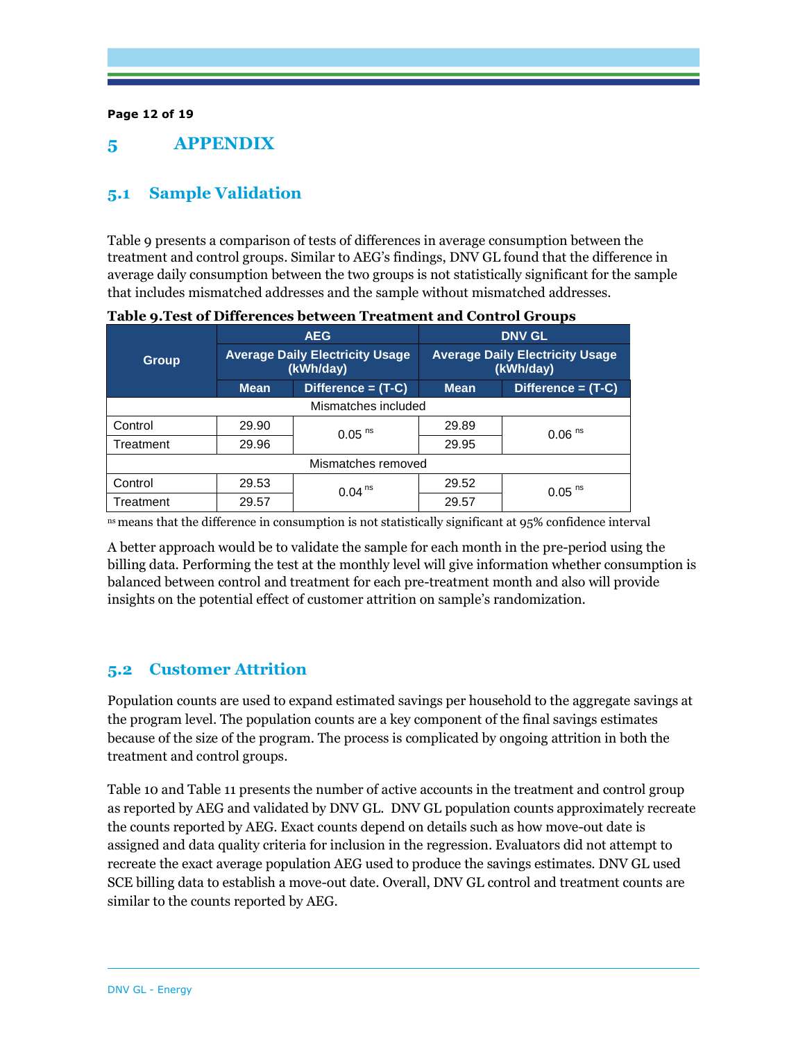# 5 APPENDIX

## 5.1 Sample Validation

Table 9 presents a comparison of tests of differences in average consumption between the treatment and control groups. Similar to AEG's findings, DNV GL found that the difference in average daily consumption between the two groups is not statistically significant for the sample that includes mismatched addresses and the sample without mismatched addresses.

**Table 9.Test of Differences between Treatment and Control Groups**

| Group | AEG | | DNV GL | |
|---|---|---|---|---|
| | Average Daily Electricity Usage (kWh/day) | | Average Daily Electricity Usage (kWh/day) | |
| | Mean | Difference = (T-C) | Mean | Difference = (T-C) |
| Mismatches included | | | | |
| Control | 29.90 | 0.05 [ns] | 29.89 | 0.06 [ns] |
| Treatment | 29.96 | | 29.95 | |
| Mismatches removed | | | | |
| Control | 29.53 | 0.04 [ns] | 29.52 | 0.05 [ns] |
| Treatment | 29.57 | | 29.57 | |

[ns] means that the difference in consumption is not statistically significant at 95% confidence interval

A better approach would be to validate the sample for each month in the pre-period using the billing data. Performing the test at the monthly level will give information whether consumption is balanced between control and treatment for each pre-treatment month and also will provide insights on the potential effect of customer attrition on sample's randomization.

## 5.2 Customer Attrition

Population counts are used to expand estimated savings per household to the aggregate savings at the program level. The population counts are a key component of the final savings estimates because of the size of the program. The process is complicated by ongoing attrition in both the treatment and control groups.

Table 10 and Table 11 presents the number of active accounts in the treatment and control group as reported by AEG and validated by DNV GL. DNV GL population counts approximately recreate the counts reported by AEG. Exact counts depend on details such as how move-out date is assigned and data quality criteria for inclusion in the regression. Evaluators did not attempt to recreate the exact average population AEG used to produce the savings estimates. DNV GL used SCE billing data to establish a move-out date. Overall, DNV GL control and treatment counts are similar to the counts reported by AEG.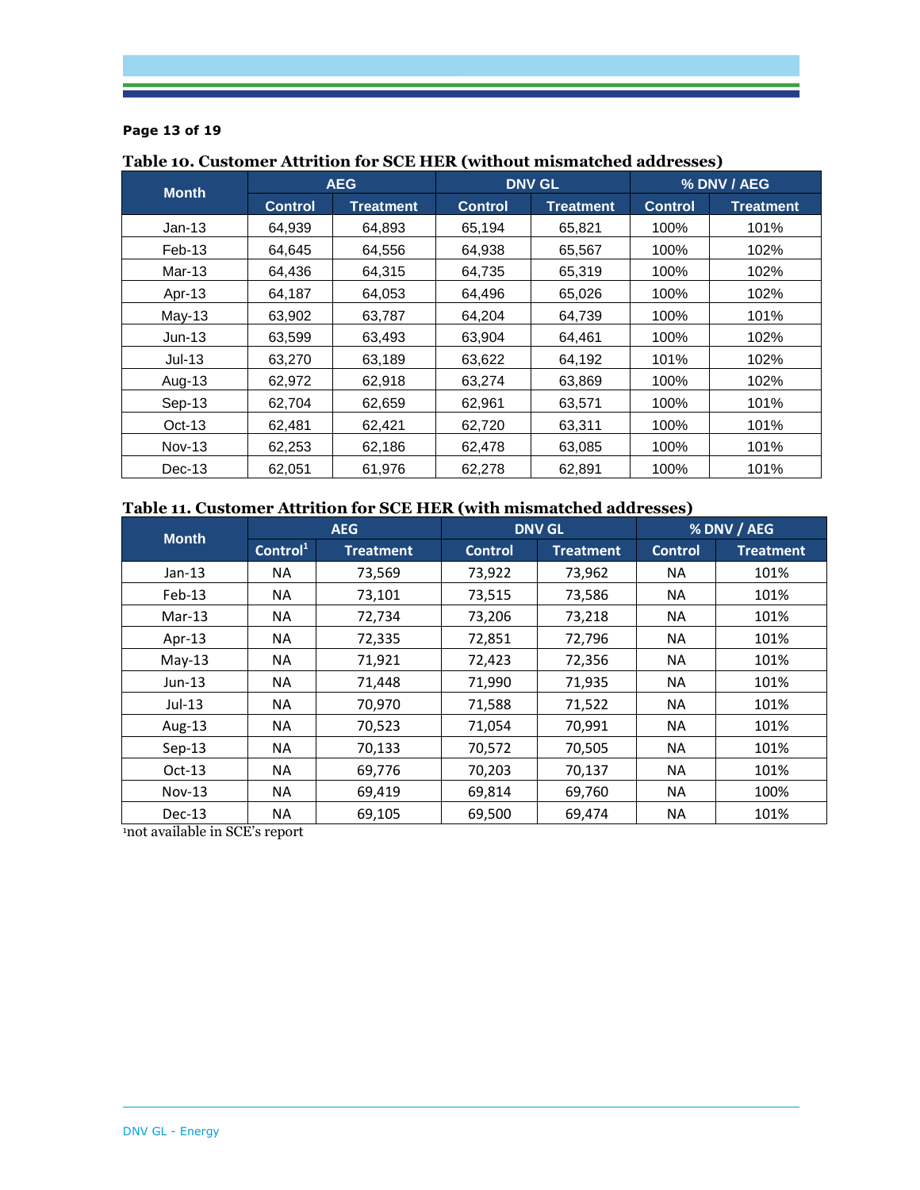**Table 10. Customer Attrition for SCE HER (without mismatched addresses)**

| Month | AEG | | DNV GL | | % DNV / AEG | |
|---|---|---|---|---|---|---|
| | Control | Treatment | Control | Treatment | Control | Treatment |
| Jan-13 | 64,939 | 64,893 | 65,194 | 65,821 | 100% | 101% |
| Feb-13 | 64,645 | 64,556 | 64,938 | 65,567 | 100% | 102% |
| Mar-13 | 64,436 | 64,315 | 64,735 | 65,319 | 100% | 102% |
| Apr-13 | 64,187 | 64,053 | 64,496 | 65,026 | 100% | 102% |
| May-13 | 63,902 | 63,787 | 64,204 | 64,739 | 100% | 101% |
| Jun-13 | 63,599 | 63,493 | 63,904 | 64,461 | 100% | 102% |
| Jul-13 | 63,270 | 63,189 | 63,622 | 64,192 | 101% | 102% |
| Aug-13 | 62,972 | 62,918 | 63,274 | 63,869 | 100% | 102% |
| Sep-13 | 62,704 | 62,659 | 62,961 | 63,571 | 100% | 101% |
| Oct-13 | 62,481 | 62,421 | 62,720 | 63,311 | 100% | 101% |
| Nov-13 | 62,253 | 62,186 | 62,478 | 63,085 | 100% | 101% |
| Dec-13 | 62,051 | 61,976 | 62,278 | 62,891 | 100% | 101% |

**Table 11. Customer Attrition for SCE HER (with mismatched addresses)**

| Month | AEG | | DNV GL | | % DNV / AEG | |
|---|---|---|---|---|---|---|
| | Control[1] | Treatment | Control | Treatment | Control | Treatment |
| Jan-13 | NA | 73,569 | 73,922 | 73,962 | NA | 101% |
| Feb-13 | NA | 73,101 | 73,515 | 73,586 | NA | 101% |
| Mar-13 | NA | 72,734 | 73,206 | 73,218 | NA | 101% |
| Apr-13 | NA | 72,335 | 72,851 | 72,796 | NA | 101% |
| May-13 | NA | 71,921 | 72,423 | 72,356 | NA | 101% |
| Jun-13 | NA | 71,448 | 71,990 | 71,935 | NA | 101% |
| Jul-13 | NA | 70,970 | 71,588 | 71,522 | NA | 101% |
| Aug-13 | NA | 70,523 | 71,054 | 70,991 | NA | 101% |
| Sep-13 | NA | 70,133 | 70,572 | 70,505 | NA | 101% |
| Oct-13 | NA | 69,776 | 70,203 | 70,137 | NA | 101% |
| Nov-13 | NA | 69,419 | 69,814 | 69,760 | NA | 100% |
| Dec-13 | NA | 69,105 | 69,500 | 69,474 | NA | 101% |

[1]not available in SCE's report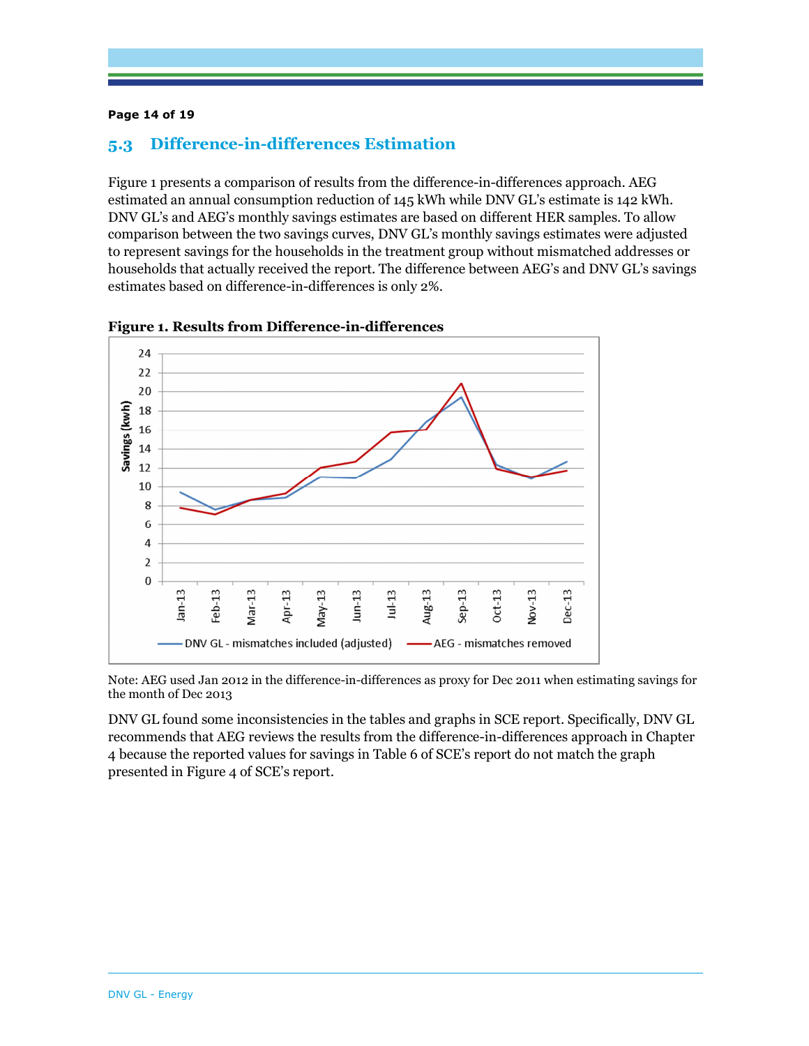## 5.3 Difference-in-differences Estimation

Figure 1 presents a comparison of results from the difference-in-differences approach. AEG estimated an annual consumption reduction of 145 kWh while DNV GL's estimate is 142 kWh. DNV GL's and AEG's monthly savings estimates are based on different HER samples. To allow comparison between the two savings curves, DNV GL's monthly savings estimates were adjusted to represent savings for the households in the treatment group without mismatched addresses or households that actually received the report. The difference between AEG's and DNV GL's savings estimates based on difference-in-differences is only 2%.

**Figure 1. Results from Difference-in-differences**

Note: AEG used Jan 2012 in the difference-in-differences as proxy for Dec 2011 when estimating savings for the month of Dec 2013

DNV GL found some inconsistencies in the tables and graphs in SCE report. Specifically, DNV GL recommends that AEG reviews the results from the difference-in-differences approach in Chapter 4 because the reported values for savings in Table 6 of SCE's report do not match the graph presented in Figure 4 of SCE's report.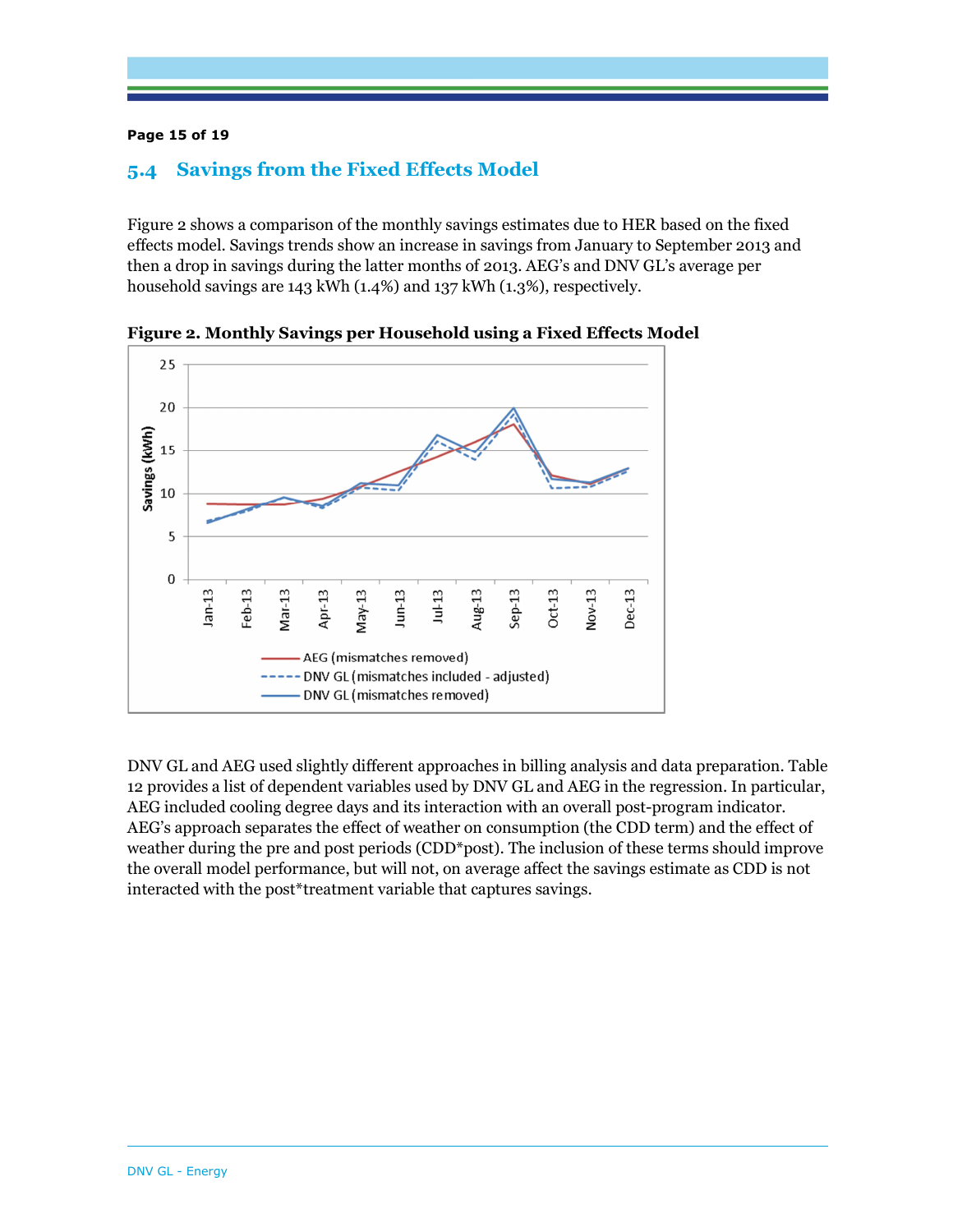## 5.4 Savings from the Fixed Effects Model

Figure 2 shows a comparison of the monthly savings estimates due to HER based on the fixed effects model. Savings trends show an increase in savings from January to September 2013 and then a drop in savings during the latter months of 2013. AEG's and DNV GL's average per household savings are 143 kWh (1.4%) and 137 kWh (1.3%), respectively.

**Figure 2. Monthly Savings per Household using a Fixed Effects Model**

DNV GL and AEG used slightly different approaches in billing analysis and data preparation. Table 12 provides a list of dependent variables used by DNV GL and AEG in the regression. In particular, AEG included cooling degree days and its interaction with an overall post-program indicator. AEG's approach separates the effect of weather on consumption (the CDD term) and the effect of weather during the pre and post periods (CDD*post). The inclusion of these terms should improve the overall model performance, but will not, on average affect the savings estimate as CDD is not interacted with the post*treatment variable that captures savings.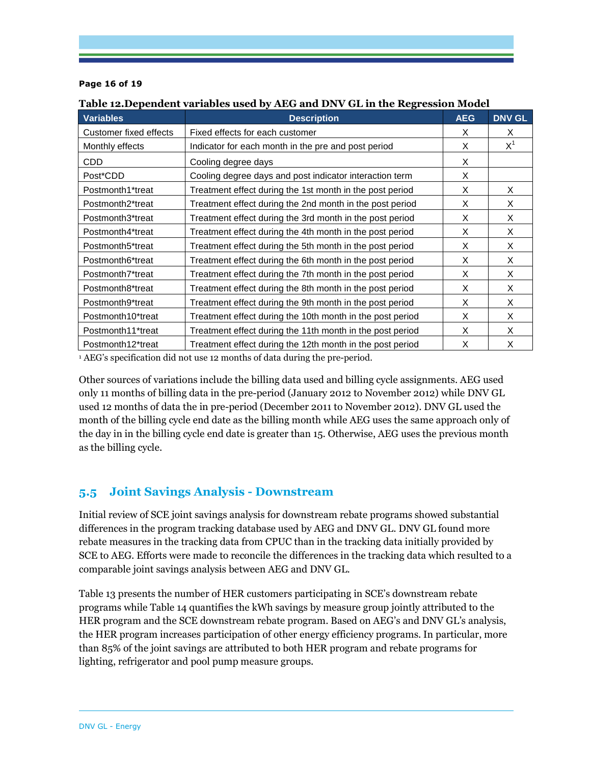**Table 12.Dependent variables used by AEG and DNV GL in the Regression Model**

| Variables | Description | AEG | DNV GL |
|---|---|---|---|
| Customer fixed effects | Fixed effects for each customer | X | X |
| Monthly effects | Indicator for each month in the pre and post period | X | X[1] |
| CDD | Cooling degree days | X | |
| Post*CDD | Cooling degree days and post indicator interaction term | X | |
| Postmonth1*treat | Treatment effect during the 1st month in the post period | X | X |
| Postmonth2*treat | Treatment effect during the 2nd month in the post period | X | X |
| Postmonth3*treat | Treatment effect during the 3rd month in the post period | X | X |
| Postmonth4*treat | Treatment effect during the 4th month in the post period | X | X |
| Postmonth5*treat | Treatment effect during the 5th month in the post period | X | X |
| Postmonth6*treat | Treatment effect during the 6th month in the post period | X | X |
| Postmonth7*treat | Treatment effect during the 7th month in the post period | X | X |
| Postmonth8*treat | Treatment effect during the 8th month in the post period | X | X |
| Postmonth9*treat | Treatment effect during the 9th month in the post period | X | X |
| Postmonth10*treat | Treatment effect during the 10th month in the post period | X | X |
| Postmonth11*treat | Treatment effect during the 11th month in the post period | X | X |
| Postmonth12*treat | Treatment effect during the 12th month in the post period | X | X |

[1] AEG's specification did not use 12 months of data during the pre-period.

Other sources of variations include the billing data used and billing cycle assignments. AEG used only 11 months of billing data in the pre-period (January 2012 to November 2012) while DNV GL used 12 months of data the in pre-period (December 2011 to November 2012). DNV GL used the month of the billing cycle end date as the billing month while AEG uses the same approach only of the day in in the billing cycle end date is greater than 15. Otherwise, AEG uses the previous month as the billing cycle.

## 5.5 Joint Savings Analysis - Downstream

Initial review of SCE joint savings analysis for downstream rebate programs showed substantial differences in the program tracking database used by AEG and DNV GL. DNV GL found more rebate measures in the tracking data from CPUC than in the tracking data initially provided by SCE to AEG. Efforts were made to reconcile the differences in the tracking data which resulted to a comparable joint savings analysis between AEG and DNV GL.

Table 13 presents the number of HER customers participating in SCE's downstream rebate programs while Table 14 quantifies the kWh savings by measure group jointly attributed to the HER program and the SCE downstream rebate program. Based on AEG's and DNV GL's analysis, the HER program increases participation of other energy efficiency programs. In particular, more than 85% of the joint savings are attributed to both HER program and rebate programs for lighting, refrigerator and pool pump measure groups.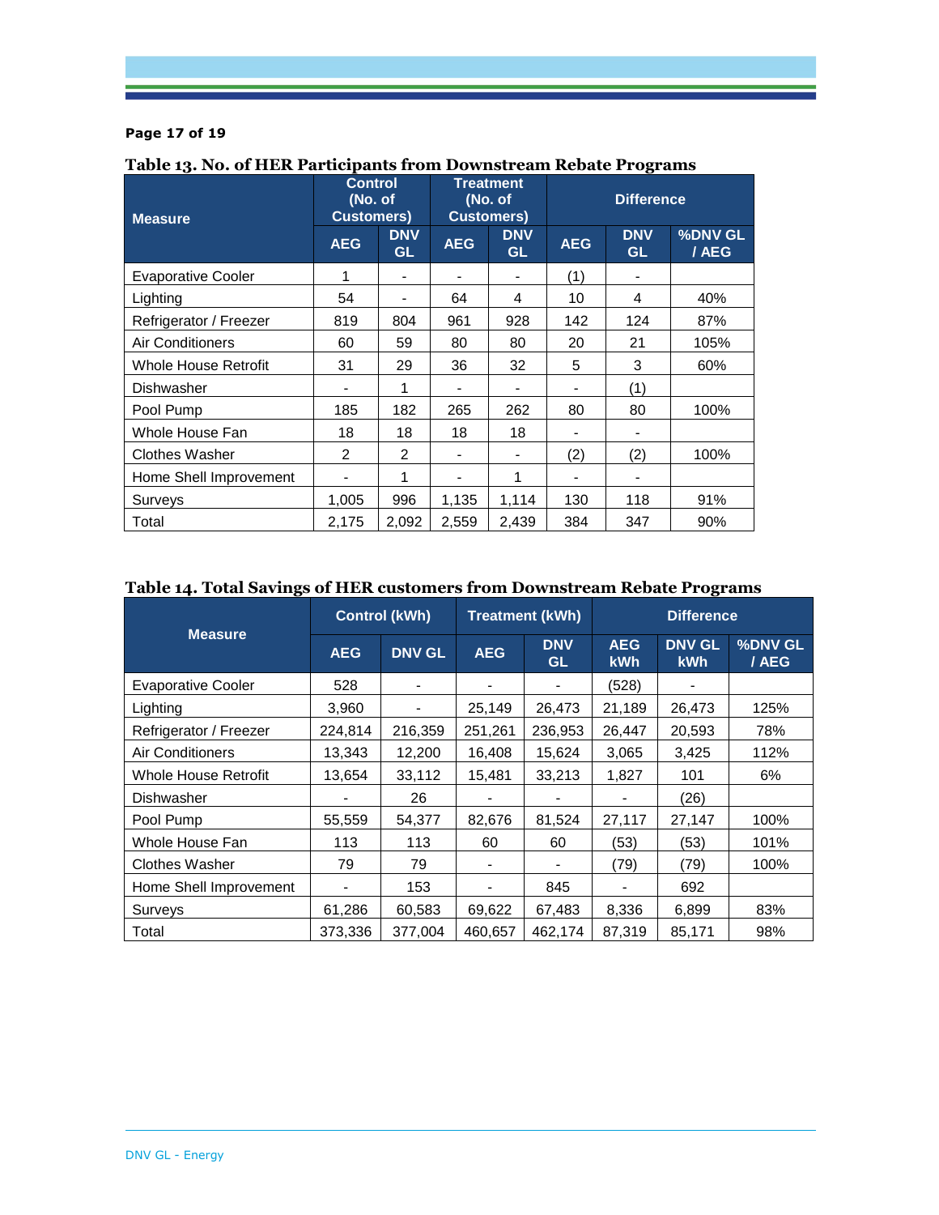**Table 13. No. of HER Participants from Downstream Rebate Programs**

| Measure | Control (No. of Customers) | | Treatment (No. of Customers) | | Difference | | |
|---|---|---|---|---|---|---|---|
| | AEG | DNV GL | AEG | DNV GL | AEG | DNV GL | %DNV GL / AEG |
| Evaporative Cooler | 1 | - | - | - | (1) | - | |
| Lighting | 54 | - | 64 | 4 | 10 | 4 | 40% |
| Refrigerator / Freezer | 819 | 804 | 961 | 928 | 142 | 124 | 87% |
| Air Conditioners | 60 | 59 | 80 | 80 | 20 | 21 | 105% |
| Whole House Retrofit | 31 | 29 | 36 | 32 | 5 | 3 | 60% |
| Dishwasher | - | 1 | - | - | - | (1) | |
| Pool Pump | 185 | 182 | 265 | 262 | 80 | 80 | 100% |
| Whole House Fan | 18 | 18 | 18 | 18 | - | - | |
| Clothes Washer | 2 | 2 | - | - | (2) | (2) | 100% |
| Home Shell Improvement | - | 1 | - | 1 | - | - | |
| Surveys | 1,005 | 996 | 1,135 | 1,114 | 130 | 118 | 91% |
| Total | 2,175 | 2,092 | 2,559 | 2,439 | 384 | 347 | 90% |

**Table 14. Total Savings of HER customers from Downstream Rebate Programs**

| Measure | Control (kWh) | | Treatment (kWh) | | Difference | | |
|---|---|---|---|---|---|---|---|
| | AEG | DNV GL | AEG | DNV GL | AEG kWh | DNV GL kWh | %DNV GL / AEG |
| Evaporative Cooler | 528 | - | - | - | (528) | - | |
| Lighting | 3,960 | - | 25,149 | 26,473 | 21,189 | 26,473 | 125% |
| Refrigerator / Freezer | 224,814 | 216,359 | 251,261 | 236,953 | 26,447 | 20,593 | 78% |
| Air Conditioners | 13,343 | 12,200 | 16,408 | 15,624 | 3,065 | 3,425 | 112% |
| Whole House Retrofit | 13,654 | 33,112 | 15,481 | 33,213 | 1,827 | 101 | 6% |
| Dishwasher | - | 26 | - | - | - | (26) | |
| Pool Pump | 55,559 | 54,377 | 82,676 | 81,524 | 27,117 | 27,147 | 100% |
| Whole House Fan | 113 | 113 | 60 | 60 | (53) | (53) | 101% |
| Clothes Washer | 79 | 79 | - | - | (79) | (79) | 100% |
| Home Shell Improvement | - | 153 | - | 845 | - | 692 | |
| Surveys | 61,286 | 60,583 | 69,622 | 67,483 | 8,336 | 6,899 | 83% |
| Total | 373,336 | 377,004 | 460,657 | 462,174 | 87,319 | 85,171 | 98% |